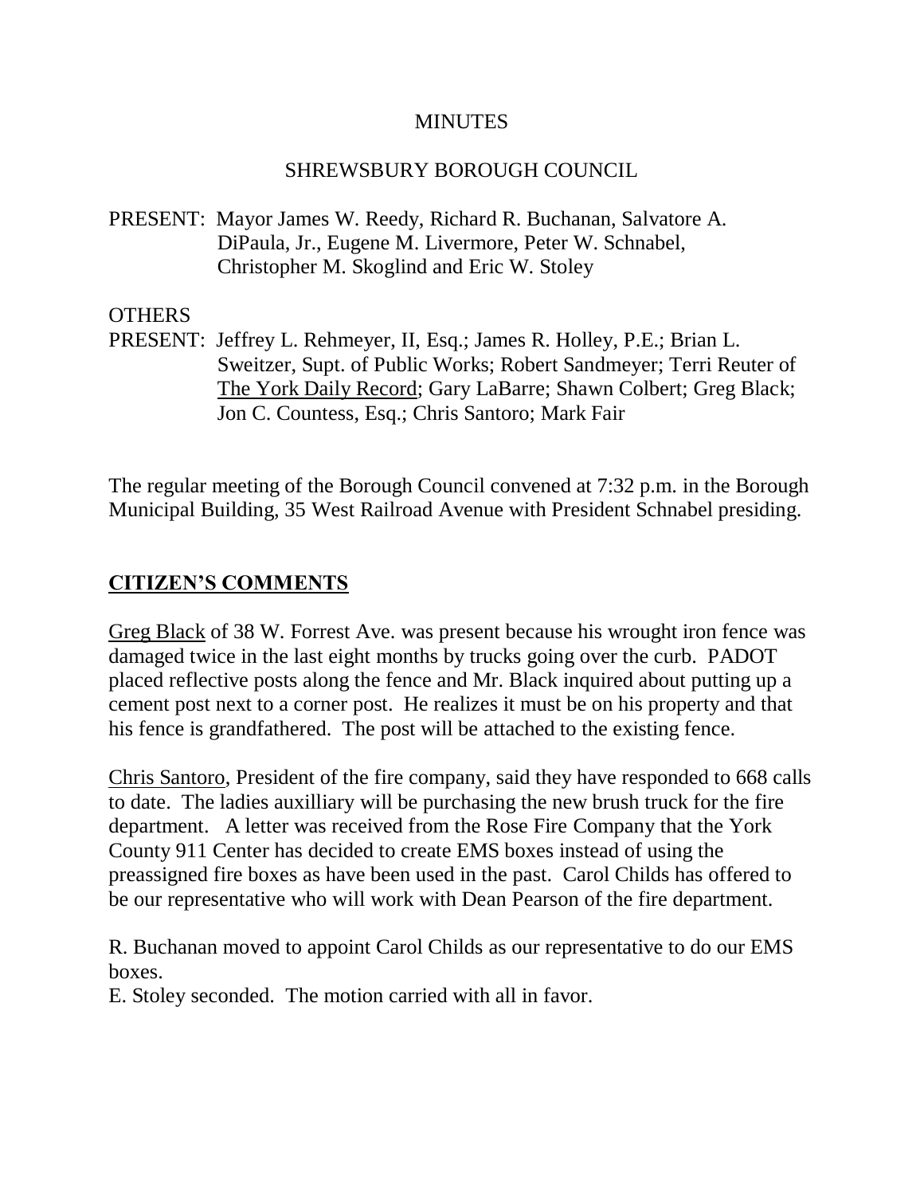MINUTES

SHREWSBURY BOROUGH COUNCIL

PRESENT: Mayor James W. Reedy, Richard R. Buchanan, Salvatore A. DiPaula, Jr., Eugene M. Livermore, Peter W. Schnabel, Christopher M. Skoglind and Eric W. Stoley

OTHERS
PRESENT: Jeffrey L. Rehmeyer, II, Esq.; James R. Holley, P.E.; Brian L. Sweitzer, Supt. of Public Works; Robert Sandmeyer; Terri Reuter of The York Daily Record; Gary LaBarre; Shawn Colbert; Greg Black; Jon C. Countess, Esq.; Chris Santoro; Mark Fair

The regular meeting of the Borough Council convened at 7:32 p.m. in the Borough Municipal Building, 35 West Railroad Avenue with President Schnabel presiding.

## CITIZEN'S COMMENTS

Greg Black of 38 W. Forrest Ave. was present because his wrought iron fence was damaged twice in the last eight months by trucks going over the curb. PADOT placed reflective posts along the fence and Mr. Black inquired about putting up a cement post next to a corner post. He realizes it must be on his property and that his fence is grandfathered. The post will be attached to the existing fence.

Chris Santoro, President of the fire company, said they have responded to 668 calls to date. The ladies auxilliary will be purchasing the new brush truck for the fire department. A letter was received from the Rose Fire Company that the York County 911 Center has decided to create EMS boxes instead of using the preassigned fire boxes as have been used in the past. Carol Childs has offered to be our representative who will work with Dean Pearson of the fire department.

R. Buchanan moved to appoint Carol Childs as our representative to do our EMS boxes.
E. Stoley seconded. The motion carried with all in favor.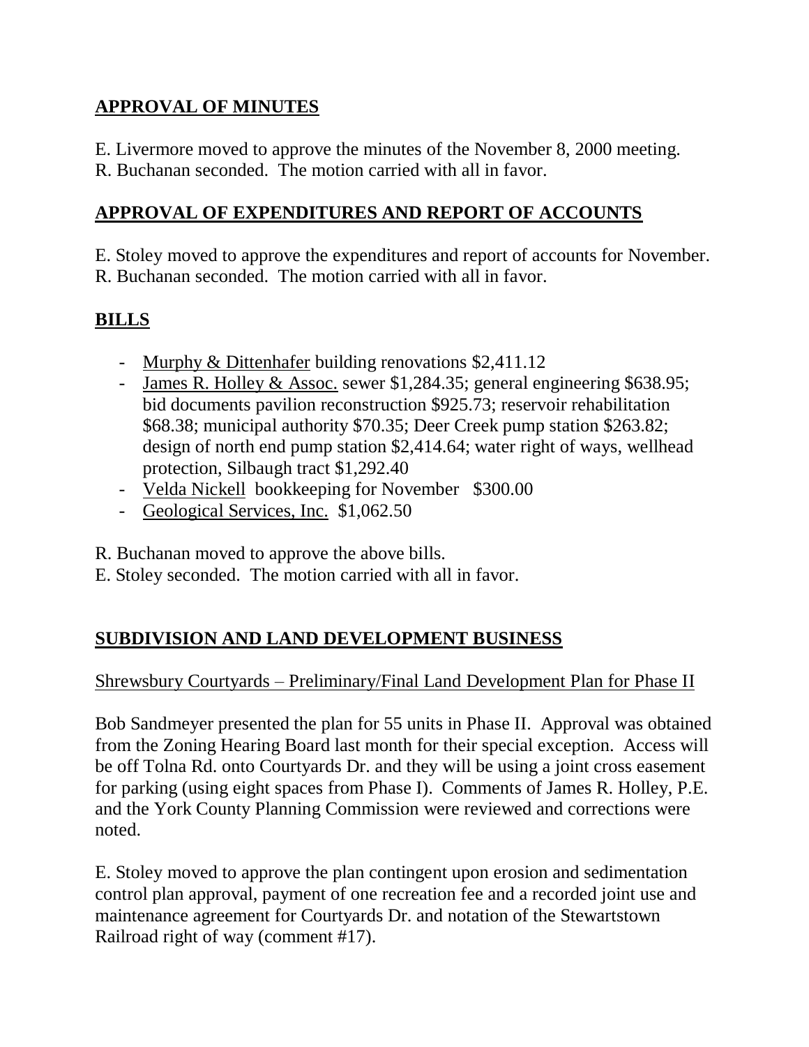## APPROVAL OF MINUTES

E. Livermore moved to approve the minutes of the November 8, 2000 meeting. R. Buchanan seconded. The motion carried with all in favor.

## APPROVAL OF EXPENDITURES AND REPORT OF ACCOUNTS

E. Stoley moved to approve the expenditures and report of accounts for November. R. Buchanan seconded. The motion carried with all in favor.

## BILLS

- Murphy & Dittenhafer building renovations $2,411.12
- James R. Holley & Assoc. sewer $1,284.35; general engineering $638.95; bid documents pavilion reconstruction $925.73; reservoir rehabilitation $68.38; municipal authority $70.35; Deer Creek pump station $263.82; design of north end pump station $2,414.64; water right of ways, wellhead protection, Silbaugh tract $1,292.40
- Velda Nickell bookkeeping for November $300.00
- Geological Services, Inc. $1,062.50

R. Buchanan moved to approve the above bills. E. Stoley seconded. The motion carried with all in favor.

## SUBDIVISION AND LAND DEVELOPMENT BUSINESS

Shrewsbury Courtyards – Preliminary/Final Land Development Plan for Phase II

Bob Sandmeyer presented the plan for 55 units in Phase II. Approval was obtained from the Zoning Hearing Board last month for their special exception. Access will be off Tolna Rd. onto Courtyards Dr. and they will be using a joint cross easement for parking (using eight spaces from Phase I). Comments of James R. Holley, P.E. and the York County Planning Commission were reviewed and corrections were noted.

E. Stoley moved to approve the plan contingent upon erosion and sedimentation control plan approval, payment of one recreation fee and a recorded joint use and maintenance agreement for Courtyards Dr. and notation of the Stewartstown Railroad right of way (comment #17).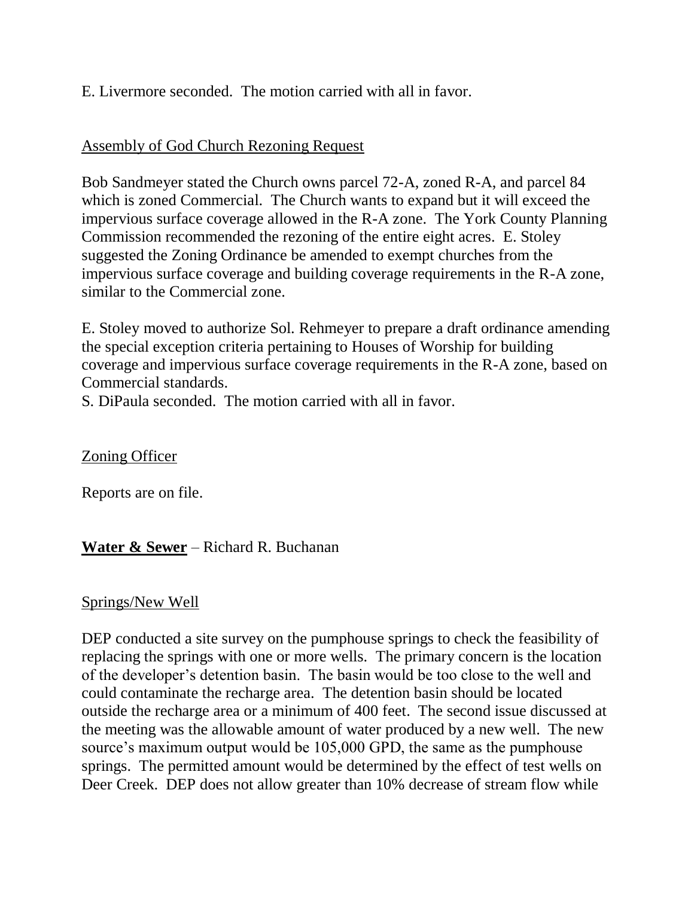E. Livermore seconded. The motion carried with all in favor.

Assembly of God Church Rezoning Request

Bob Sandmeyer stated the Church owns parcel 72-A, zoned R-A, and parcel 84 which is zoned Commercial. The Church wants to expand but it will exceed the impervious surface coverage allowed in the R-A zone. The York County Planning Commission recommended the rezoning of the entire eight acres. E. Stoley suggested the Zoning Ordinance be amended to exempt churches from the impervious surface coverage and building coverage requirements in the R-A zone, similar to the Commercial zone.

E. Stoley moved to authorize Sol. Rehmeyer to prepare a draft ordinance amending the special exception criteria pertaining to Houses of Worship for building coverage and impervious surface coverage requirements in the R-A zone, based on Commercial standards.
S. DiPaula seconded. The motion carried with all in favor.

Zoning Officer

Reports are on file.

**Water & Sewer** – Richard R. Buchanan

Springs/New Well

DEP conducted a site survey on the pumphouse springs to check the feasibility of replacing the springs with one or more wells. The primary concern is the location of the developer's detention basin. The basin would be too close to the well and could contaminate the recharge area. The detention basin should be located outside the recharge area or a minimum of 400 feet. The second issue discussed at the meeting was the allowable amount of water produced by a new well. The new source's maximum output would be 105,000 GPD, the same as the pumphouse springs. The permitted amount would be determined by the effect of test wells on Deer Creek. DEP does not allow greater than 10% decrease of stream flow while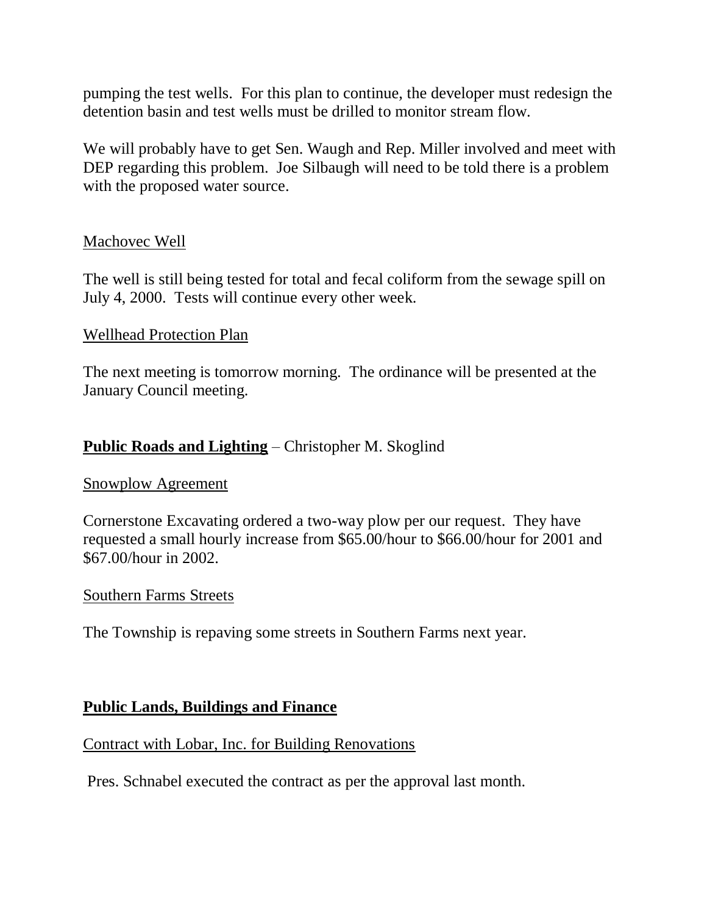pumping the test wells. For this plan to continue, the developer must redesign the detention basin and test wells must be drilled to monitor stream flow.

We will probably have to get Sen. Waugh and Rep. Miller involved and meet with DEP regarding this problem. Joe Silbaugh will need to be told there is a problem with the proposed water source.

Machovec Well

The well is still being tested for total and fecal coliform from the sewage spill on July 4, 2000. Tests will continue every other week.

Wellhead Protection Plan

The next meeting is tomorrow morning. The ordinance will be presented at the January Council meeting.

**Public Roads and Lighting** – Christopher M. Skoglind

Snowplow Agreement

Cornerstone Excavating ordered a two-way plow per our request. They have requested a small hourly increase from $65.00/hour to $66.00/hour for 2001 and $67.00/hour in 2002.

Southern Farms Streets

The Township is repaving some streets in Southern Farms next year.

**Public Lands, Buildings and Finance**

Contract with Lobar, Inc. for Building Renovations

Pres. Schnabel executed the contract as per the approval last month.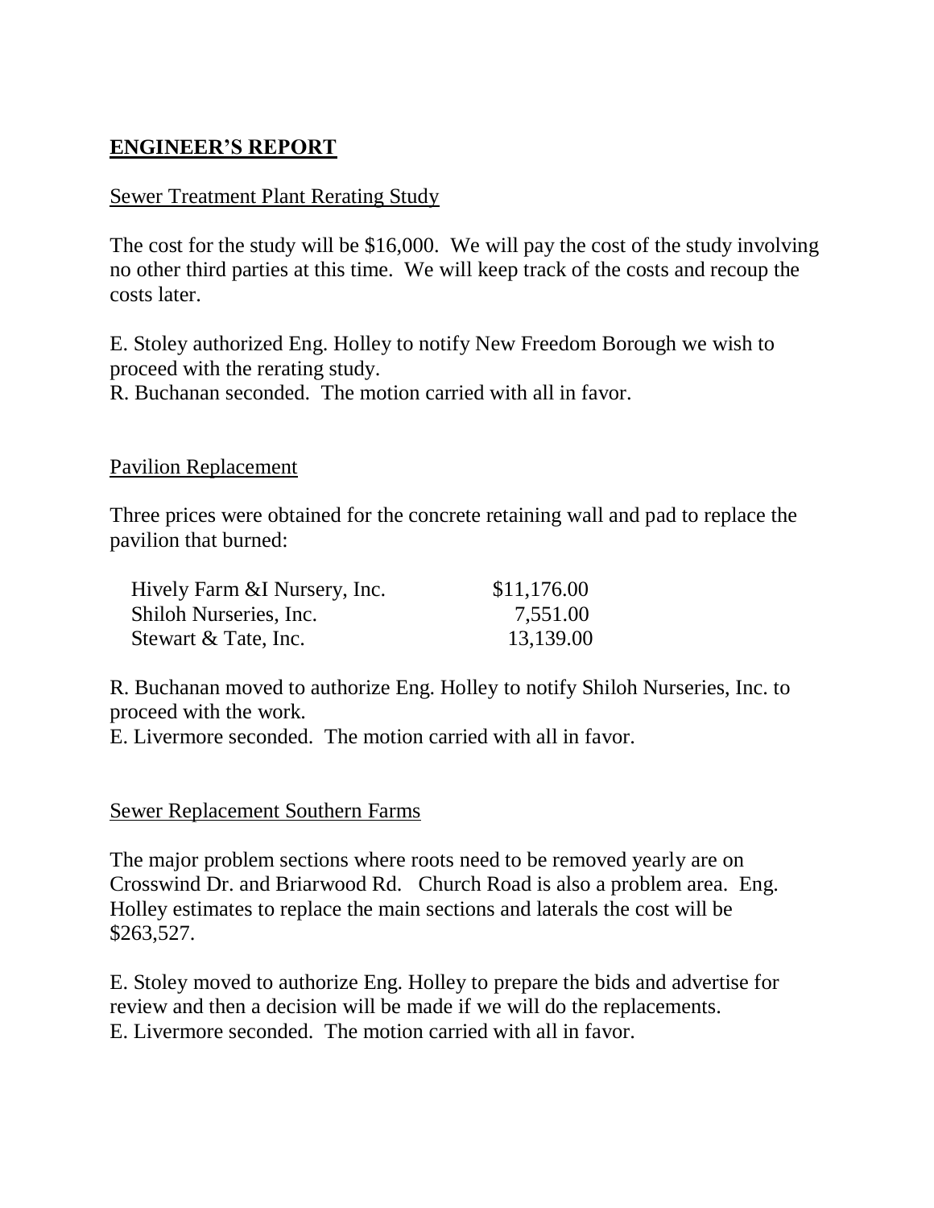## **ENGINEER'S REPORT**

Sewer Treatment Plant Rerating Study

The cost for the study will be $16,000. We will pay the cost of the study involving no other third parties at this time. We will keep track of the costs and recoup the costs later.

E. Stoley authorized Eng. Holley to notify New Freedom Borough we wish to proceed with the rerating study.
R. Buchanan seconded. The motion carried with all in favor.

Pavilion Replacement

Three prices were obtained for the concrete retaining wall and pad to replace the pavilion that burned:

| | |
|---|---|
| Hively Farm &I Nursery, Inc. | $11,176.00 |
| Shiloh Nurseries, Inc. | 7,551.00 |
| Stewart & Tate, Inc. | 13,139.00 |

R. Buchanan moved to authorize Eng. Holley to notify Shiloh Nurseries, Inc. to proceed with the work.
E. Livermore seconded. The motion carried with all in favor.

Sewer Replacement Southern Farms

The major problem sections where roots need to be removed yearly are on Crosswind Dr. and Briarwood Rd. Church Road is also a problem area. Eng. Holley estimates to replace the main sections and laterals the cost will be $263,527.

E. Stoley moved to authorize Eng. Holley to prepare the bids and advertise for review and then a decision will be made if we will do the replacements.
E. Livermore seconded. The motion carried with all in favor.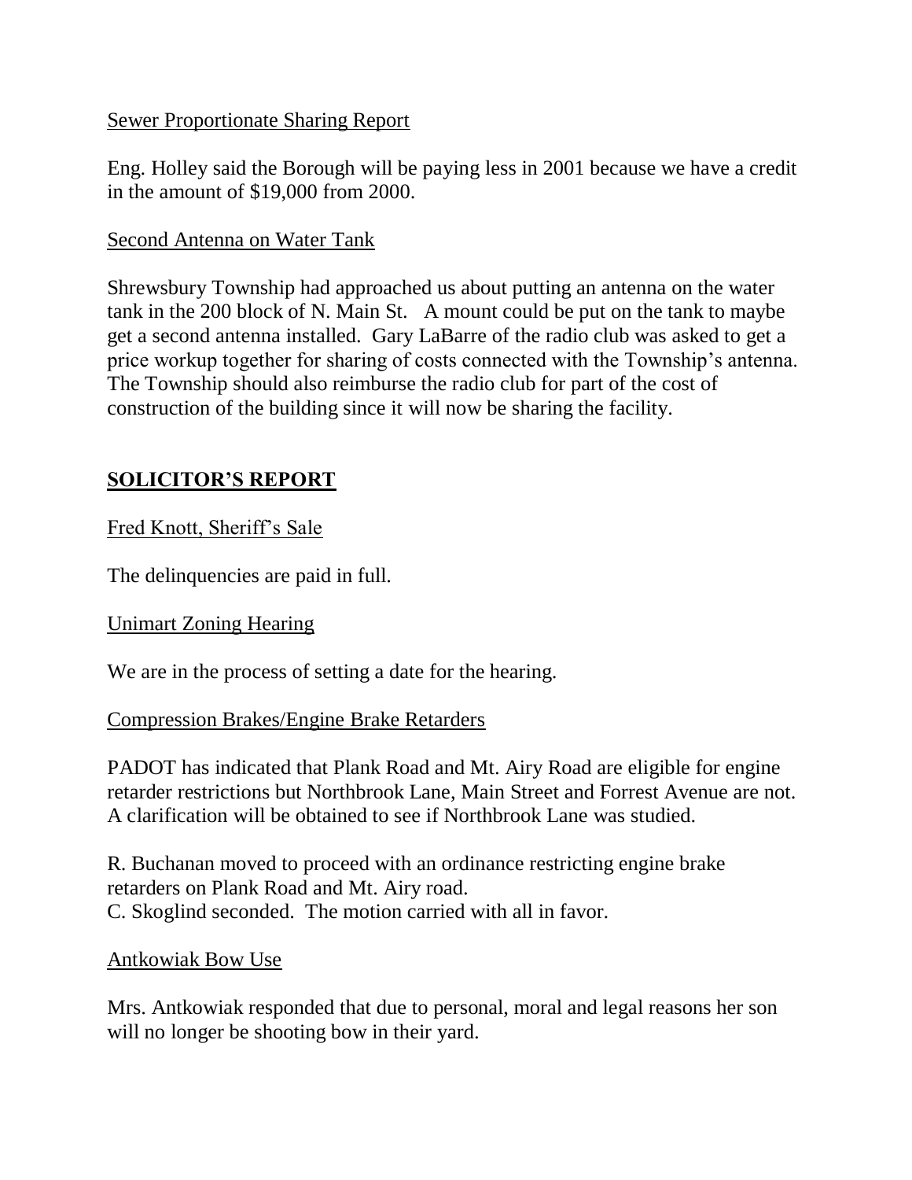Sewer Proportionate Sharing Report

Eng. Holley said the Borough will be paying less in 2001 because we have a credit in the amount of $19,000 from 2000.

Second Antenna on Water Tank

Shrewsbury Township had approached us about putting an antenna on the water tank in the 200 block of N. Main St.   A mount could be put on the tank to maybe get a second antenna installed.  Gary LaBarre of the radio club was asked to get a price workup together for sharing of costs connected with the Township's antenna. The Township should also reimburse the radio club for part of the cost of construction of the building since it will now be sharing the facility.

## SOLICITOR'S REPORT

Fred Knott, Sheriff's Sale

The delinquencies are paid in full.

Unimart Zoning Hearing

We are in the process of setting a date for the hearing.

Compression Brakes/Engine Brake Retarders

PADOT has indicated that Plank Road and Mt. Airy Road are eligible for engine retarder restrictions but Northbrook Lane, Main Street and Forrest Avenue are not. A clarification will be obtained to see if Northbrook Lane was studied.

R. Buchanan moved to proceed with an ordinance restricting engine brake retarders on Plank Road and Mt. Airy road.
C. Skoglind seconded.  The motion carried with all in favor.

Antkowiak Bow Use

Mrs. Antkowiak responded that due to personal, moral and legal reasons her son will no longer be shooting bow in their yard.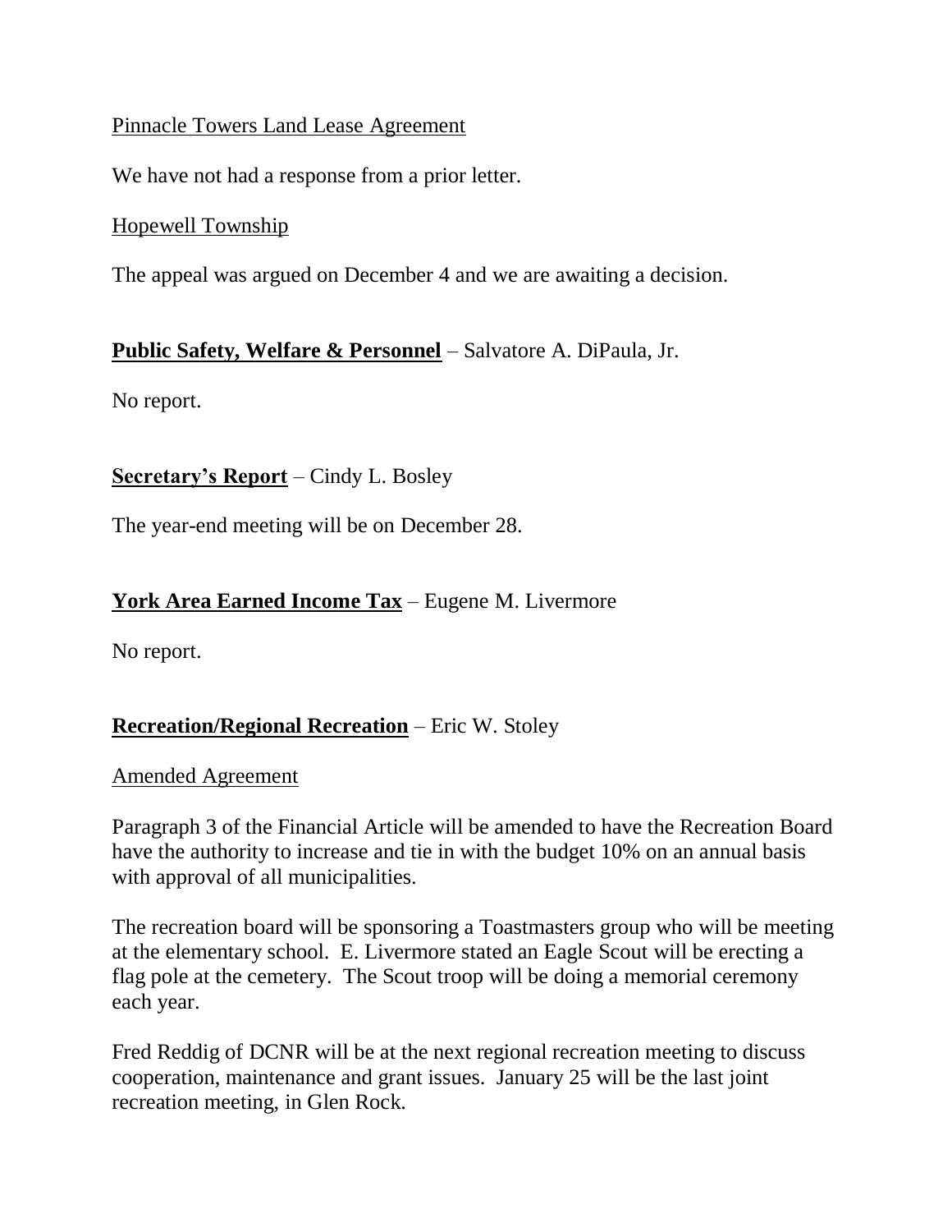Pinnacle Towers Land Lease Agreement

We have not had a response from a prior letter.

Hopewell Township

The appeal was argued on December 4 and we are awaiting a decision.

**Public Safety, Welfare & Personnel** – Salvatore A. DiPaula, Jr.

No report.

**Secretary's Report** – Cindy L. Bosley

The year-end meeting will be on December 28.

**York Area Earned Income Tax** – Eugene M. Livermore

No report.

**Recreation/Regional Recreation** – Eric W. Stoley

Amended Agreement

Paragraph 3 of the Financial Article will be amended to have the Recreation Board have the authority to increase and tie in with the budget 10% on an annual basis with approval of all municipalities.

The recreation board will be sponsoring a Toastmasters group who will be meeting at the elementary school. E. Livermore stated an Eagle Scout will be erecting a flag pole at the cemetery. The Scout troop will be doing a memorial ceremony each year.

Fred Reddig of DCNR will be at the next regional recreation meeting to discuss cooperation, maintenance and grant issues. January 25 will be the last joint recreation meeting, in Glen Rock.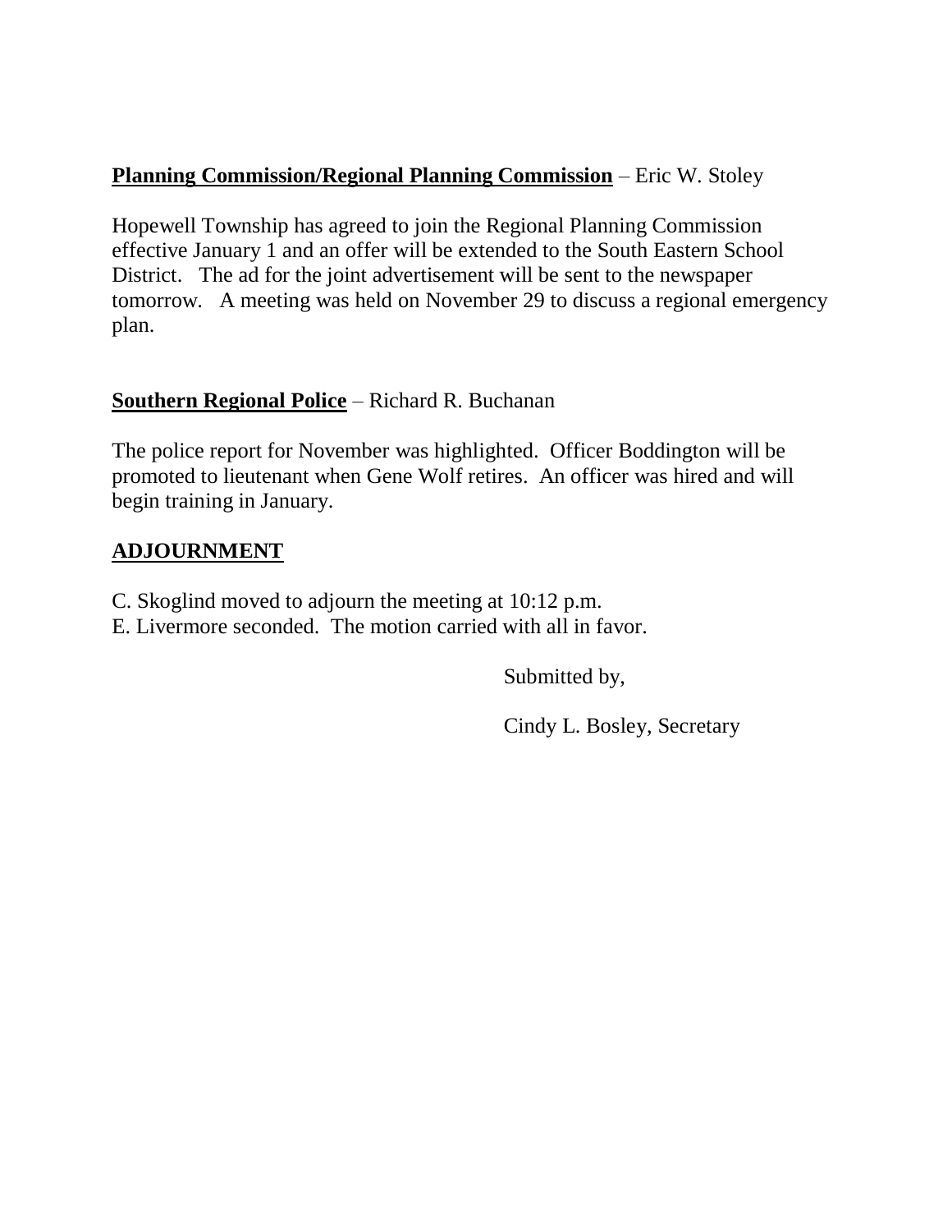**Planning Commission/Regional Planning Commission** – Eric W. Stoley

Hopewell Township has agreed to join the Regional Planning Commission effective January 1 and an offer will be extended to the South Eastern School District. The ad for the joint advertisement will be sent to the newspaper tomorrow. A meeting was held on November 29 to discuss a regional emergency plan.

**Southern Regional Police** – Richard R. Buchanan

The police report for November was highlighted. Officer Boddington will be promoted to lieutenant when Gene Wolf retires. An officer was hired and will begin training in January.

## ADJOURNMENT

C. Skoglind moved to adjourn the meeting at 10:12 p.m.
E. Livermore seconded. The motion carried with all in favor.

Submitted by,

Cindy L. Bosley, Secretary